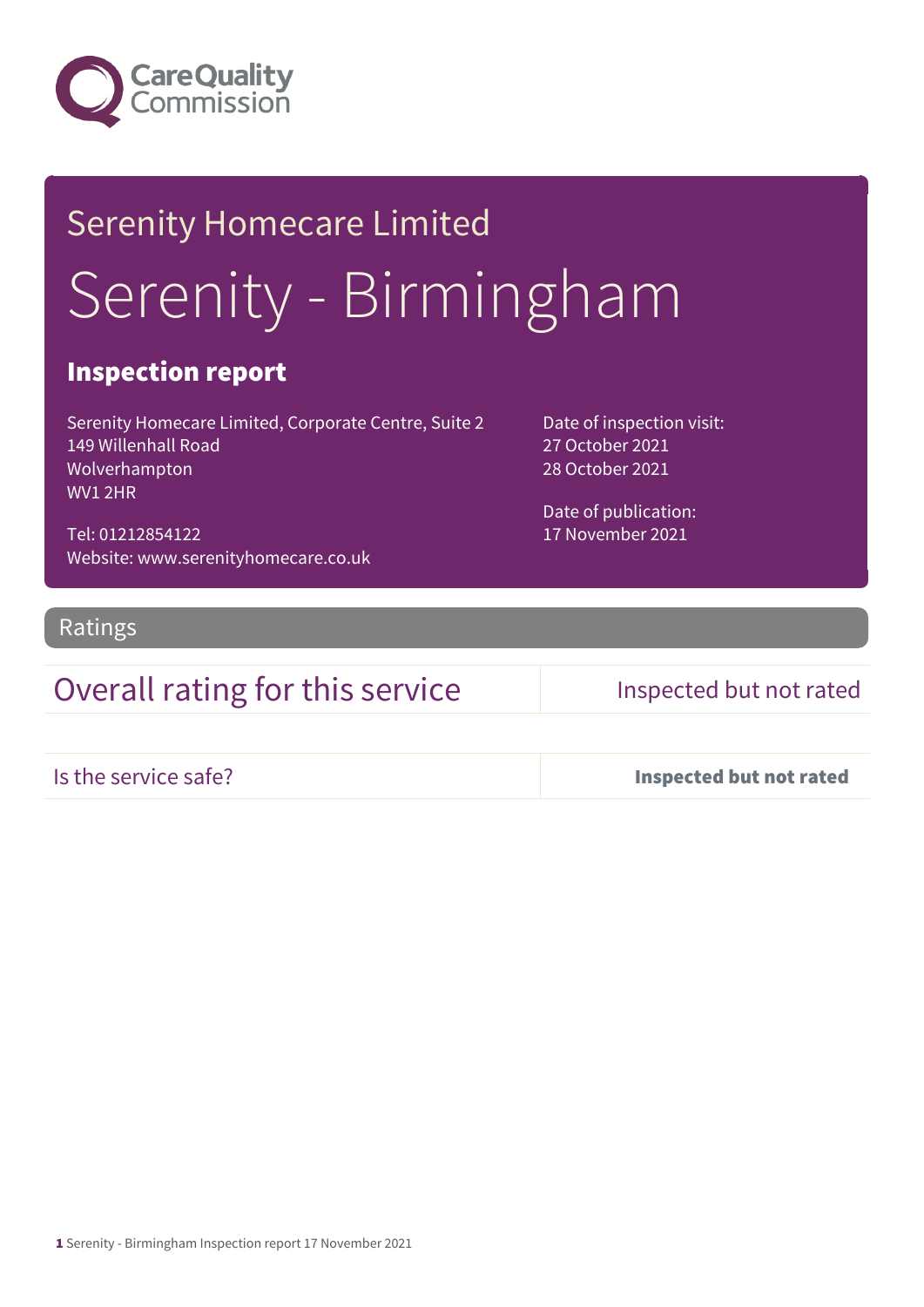Care Quality Commission

# Serenity Homecare Limited

# Serenity - Birmingham

## Inspection report

Serenity Homecare Limited, Corporate Centre, Suite 2
149 Willenhall Road
Wolverhampton
WV1 2HR

Tel: 01212854122
Website: www.serenityhomecare.co.uk

Date of inspection visit:
27 October 2021
28 October 2021

Date of publication:
17 November 2021

## Ratings

| Overall rating for this service | Inspected but not rated |
|---|---|
| Is the service safe? | **Inspected but not rated** |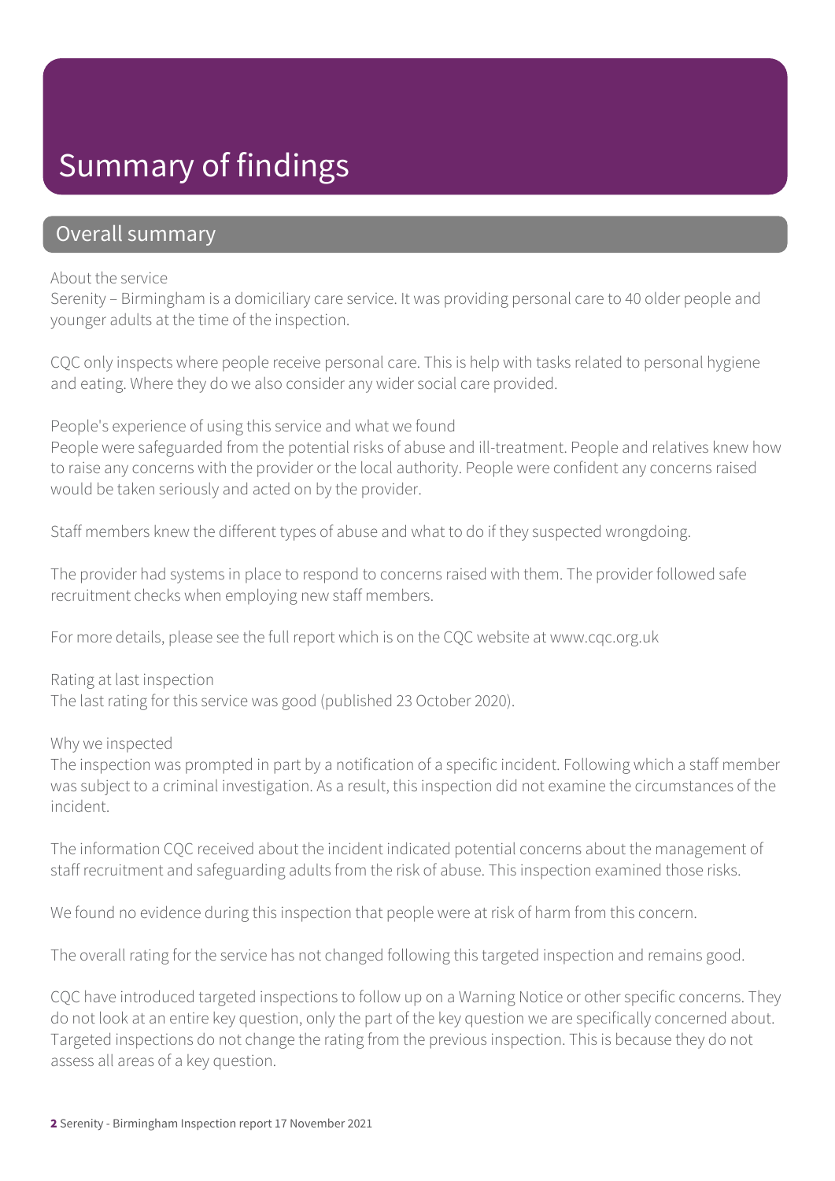# Summary of findings

## Overall summary

About the service

Serenity – Birmingham is a domiciliary care service. It was providing personal care to 40 older people and younger adults at the time of the inspection.

CQC only inspects where people receive personal care. This is help with tasks related to personal hygiene and eating. Where they do we also consider any wider social care provided.

People's experience of using this service and what we found

People were safeguarded from the potential risks of abuse and ill-treatment. People and relatives knew how to raise any concerns with the provider or the local authority. People were confident any concerns raised would be taken seriously and acted on by the provider.

Staff members knew the different types of abuse and what to do if they suspected wrongdoing.

The provider had systems in place to respond to concerns raised with them. The provider followed safe recruitment checks when employing new staff members.

For more details, please see the full report which is on the CQC website at www.cqc.org.uk

Rating at last inspection

The last rating for this service was good (published 23 October 2020).

Why we inspected

The inspection was prompted in part by a notification of a specific incident. Following which a staff member was subject to a criminal investigation. As a result, this inspection did not examine the circumstances of the incident.

The information CQC received about the incident indicated potential concerns about the management of staff recruitment and safeguarding adults from the risk of abuse. This inspection examined those risks.

We found no evidence during this inspection that people were at risk of harm from this concern.

The overall rating for the service has not changed following this targeted inspection and remains good.

CQC have introduced targeted inspections to follow up on a Warning Notice or other specific concerns. They do not look at an entire key question, only the part of the key question we are specifically concerned about. Targeted inspections do not change the rating from the previous inspection. This is because they do not assess all areas of a key question.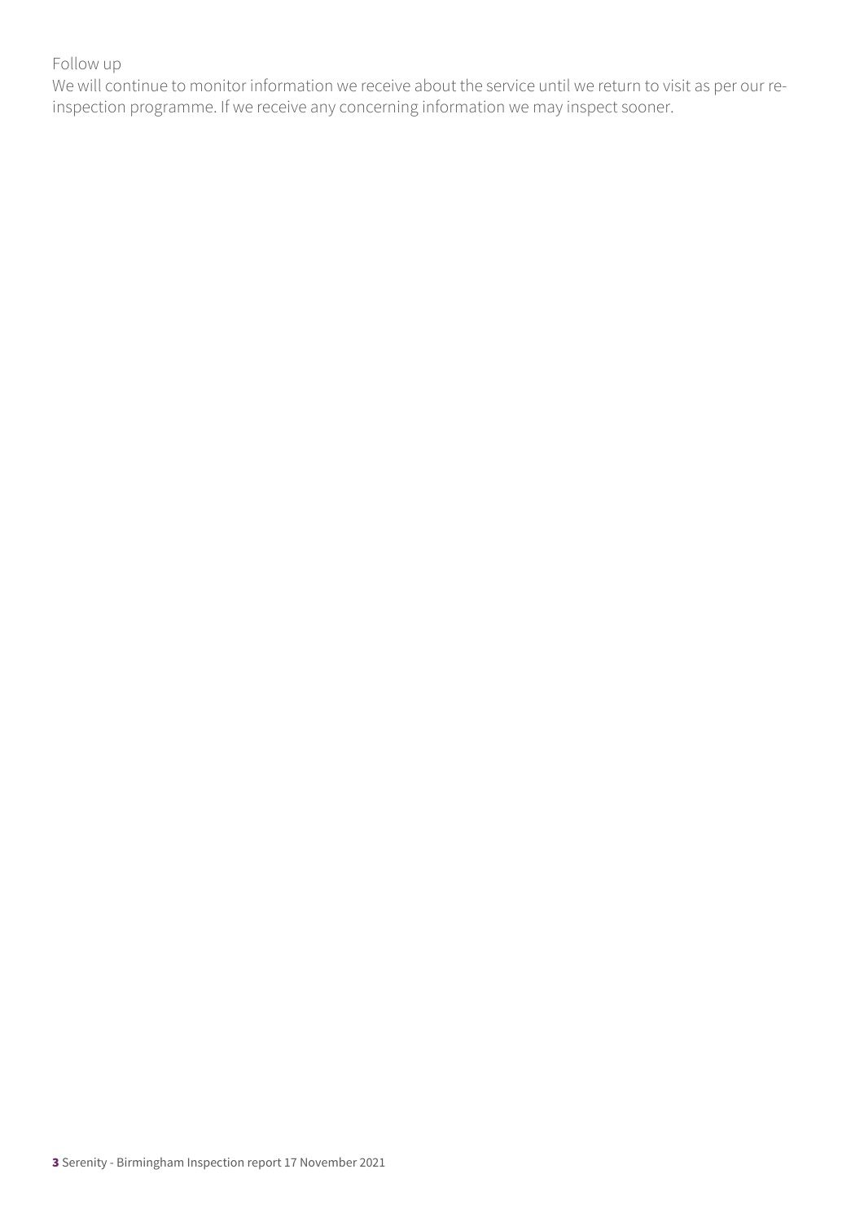Follow up

We will continue to monitor information we receive about the service until we return to visit as per our re-inspection programme. If we receive any concerning information we may inspect sooner.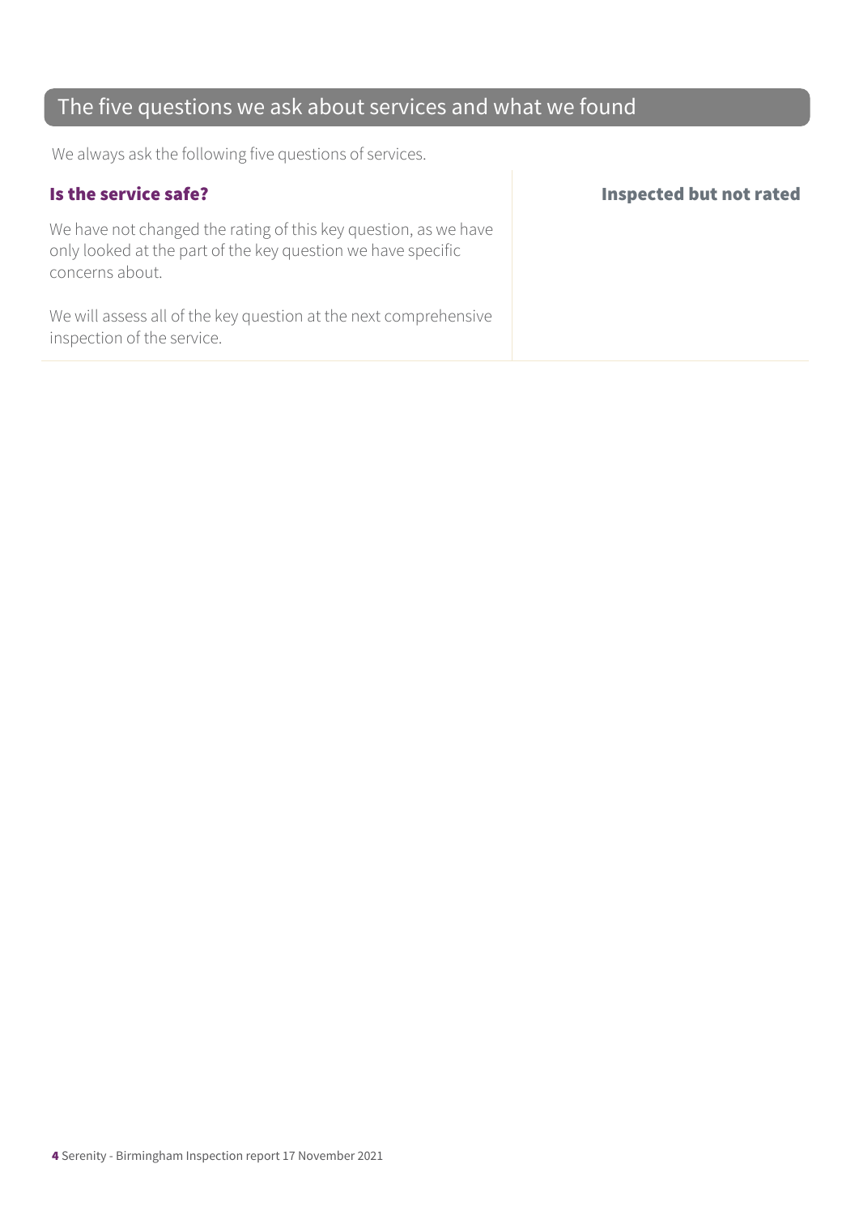## The five questions we ask about services and what we found

We always ask the following five questions of services.

### Is the service safe?

**Inspected but not rated**

We have not changed the rating of this key question, as we have only looked at the part of the key question we have specific concerns about.

We will assess all of the key question at the next comprehensive inspection of the service.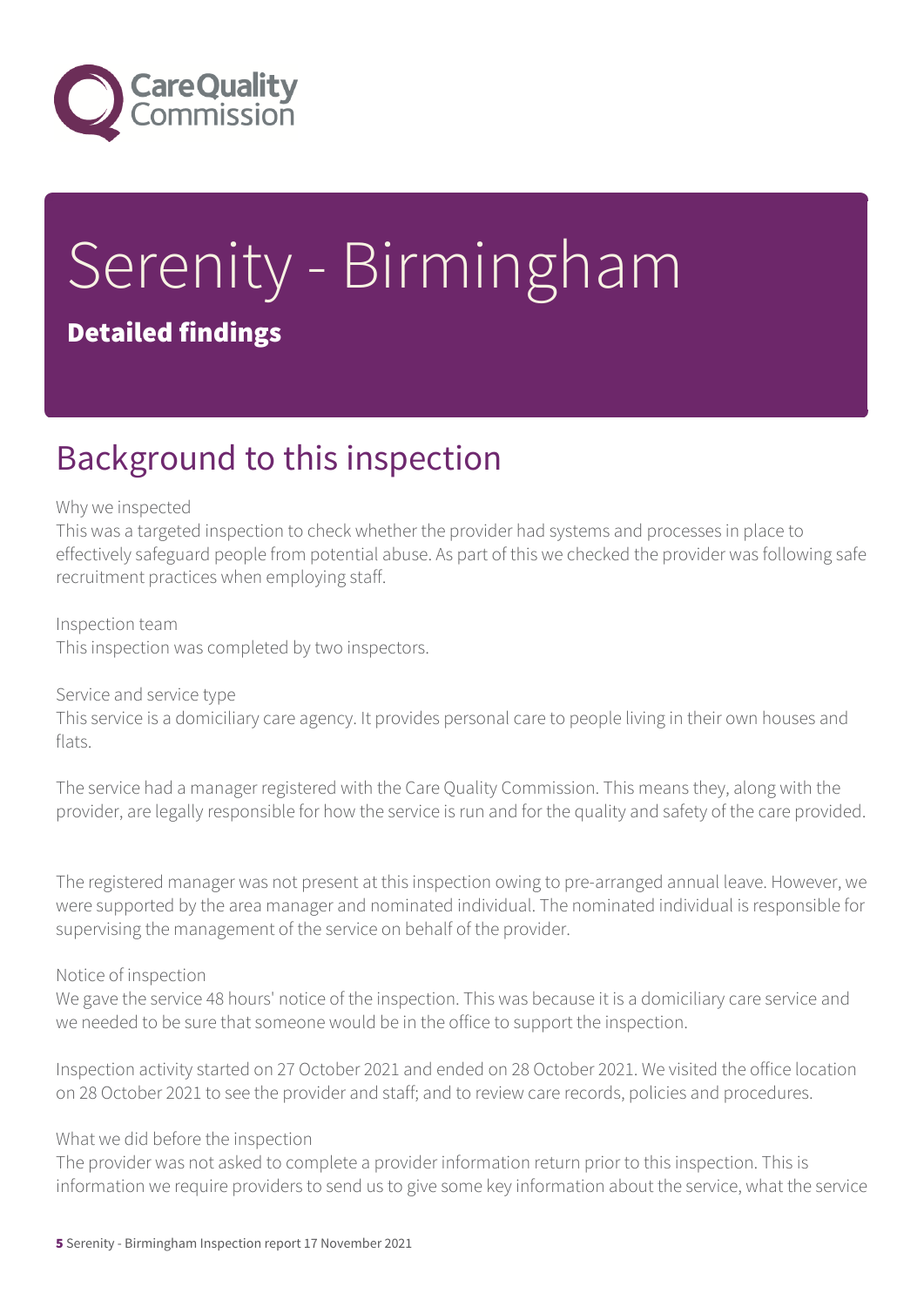# Serenity - Birmingham

**Detailed findings**

## Background to this inspection

Why we inspected
This was a targeted inspection to check whether the provider had systems and processes in place to effectively safeguard people from potential abuse. As part of this we checked the provider was following safe recruitment practices when employing staff.

Inspection team
This inspection was completed by two inspectors.

Service and service type
This service is a domiciliary care agency. It provides personal care to people living in their own houses and flats.

The service had a manager registered with the Care Quality Commission. This means they, along with the provider, are legally responsible for how the service is run and for the quality and safety of the care provided.

The registered manager was not present at this inspection owing to pre-arranged annual leave. However, we were supported by the area manager and nominated individual. The nominated individual is responsible for supervising the management of the service on behalf of the provider.

Notice of inspection
We gave the service 48 hours' notice of the inspection. This was because it is a domiciliary care service and we needed to be sure that someone would be in the office to support the inspection.

Inspection activity started on 27 October 2021 and ended on 28 October 2021. We visited the office location on 28 October 2021 to see the provider and staff; and to review care records, policies and procedures.

What we did before the inspection
The provider was not asked to complete a provider information return prior to this inspection. This is information we require providers to send us to give some key information about the service, what the service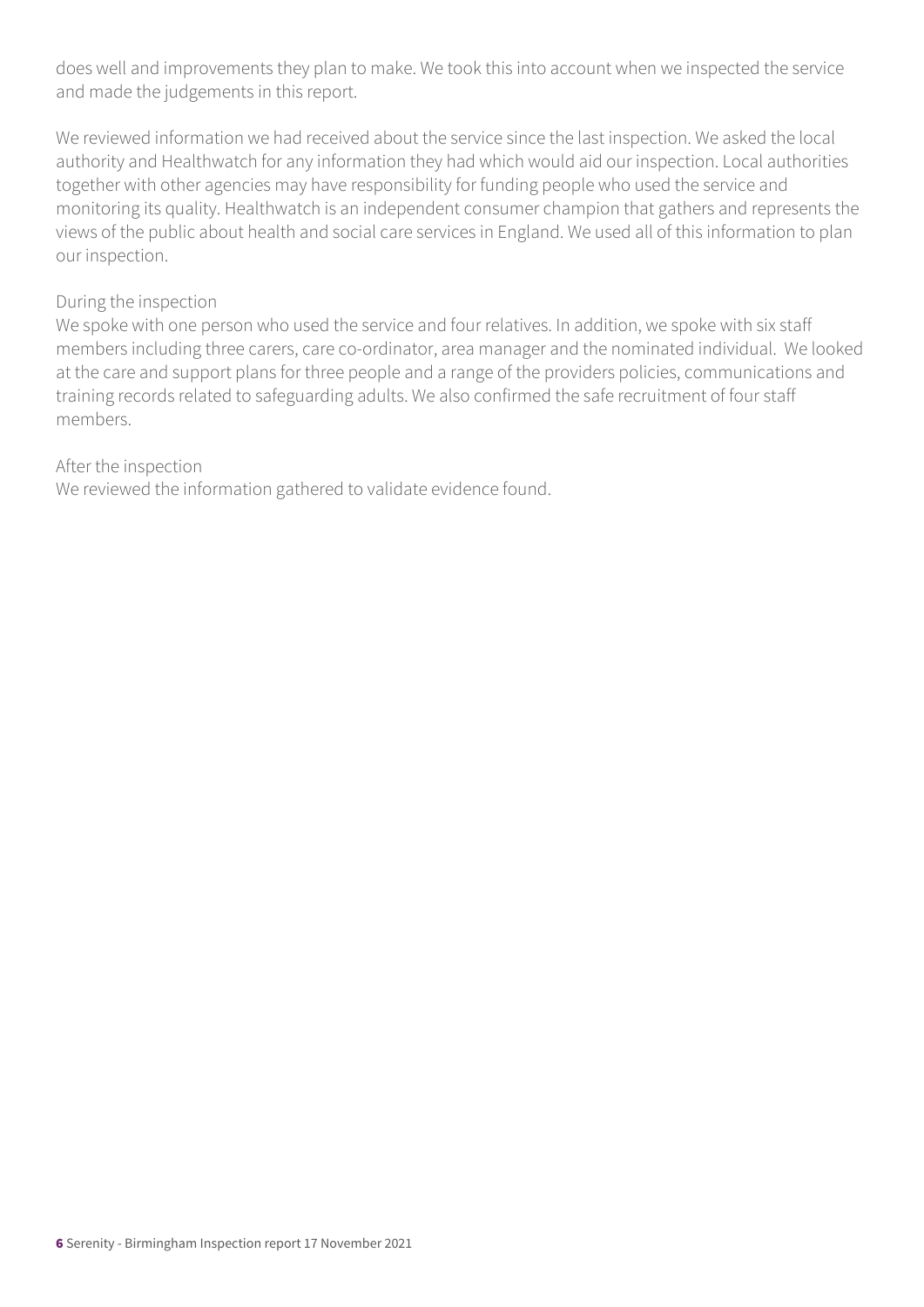does well and improvements they plan to make. We took this into account when we inspected the service and made the judgements in this report.

We reviewed information we had received about the service since the last inspection. We asked the local authority and Healthwatch for any information they had which would aid our inspection. Local authorities together with other agencies may have responsibility for funding people who used the service and monitoring its quality. Healthwatch is an independent consumer champion that gathers and represents the views of the public about health and social care services in England. We used all of this information to plan our inspection.

During the inspection

We spoke with one person who used the service and four relatives. In addition, we spoke with six staff members including three carers, care co-ordinator, area manager and the nominated individual. We looked at the care and support plans for three people and a range of the providers policies, communications and training records related to safeguarding adults. We also confirmed the safe recruitment of four staff members.

After the inspection

We reviewed the information gathered to validate evidence found.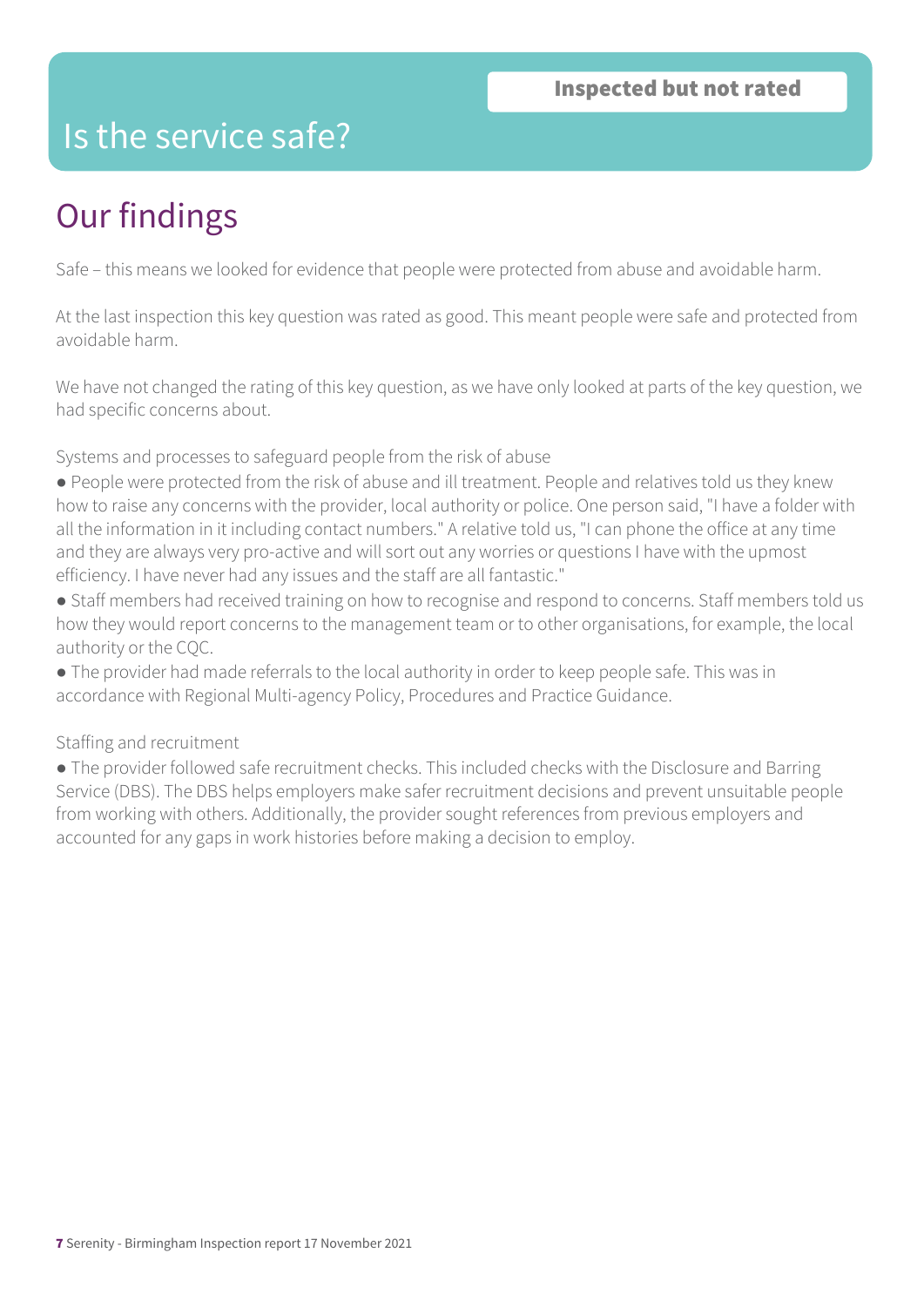**Inspected but not rated**

# Is the service safe?

## Our findings

Safe – this means we looked for evidence that people were protected from abuse and avoidable harm.

At the last inspection this key question was rated as good. This meant people were safe and protected from avoidable harm.

We have not changed the rating of this key question, as we have only looked at parts of the key question, we had specific concerns about.

Systems and processes to safeguard people from the risk of abuse

- People were protected from the risk of abuse and ill treatment. People and relatives told us they knew how to raise any concerns with the provider, local authority or police. One person said, "I have a folder with all the information in it including contact numbers." A relative told us, "I can phone the office at any time and they are always very pro-active and will sort out any worries or questions I have with the upmost efficiency. I have never had any issues and the staff are all fantastic."
- Staff members had received training on how to recognise and respond to concerns. Staff members told us how they would report concerns to the management team or to other organisations, for example, the local authority or the CQC.
- The provider had made referrals to the local authority in order to keep people safe. This was in accordance with Regional Multi-agency Policy, Procedures and Practice Guidance.

Staffing and recruitment

- The provider followed safe recruitment checks. This included checks with the Disclosure and Barring Service (DBS). The DBS helps employers make safer recruitment decisions and prevent unsuitable people from working with others. Additionally, the provider sought references from previous employers and accounted for any gaps in work histories before making a decision to employ.